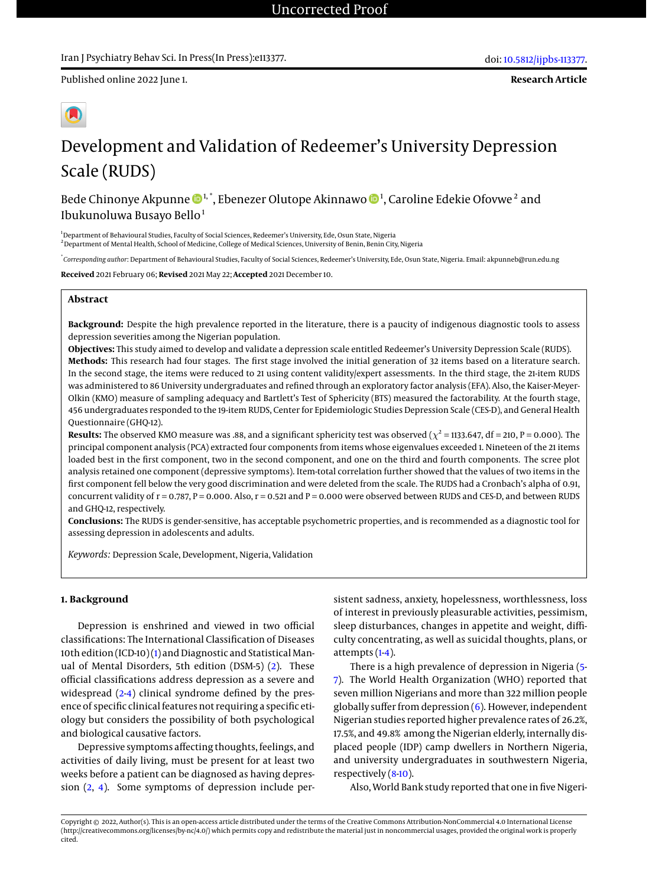# Development and Validation of Redeemer's University Depression Scale (RUDS)

Bede Chinonye Akpunne [1,*], Ebenezer Olutope Akinnawo [1], Caroline Edekie Ofovwe [2] and Ibukunoluwa Busayo Bello [1]

[1] Department of Behavioural Studies, Faculty of Social Sciences, Redeemer's University, Ede, Osun State, Nigeria
[2] Department of Mental Health, School of Medicine, College of Medical Sciences, University of Benin, Benin City, Nigeria

[*] *Corresponding author*: Department of Behavioural Studies, Faculty of Social Sciences, Redeemer's University, Ede, Osun State, Nigeria. Email: akpunneb@run.edu.ng

**Received** 2021 February 06; **Revised** 2021 May 22; **Accepted** 2021 December 10.

## Abstract

**Background:** Despite the high prevalence reported in the literature, there is a paucity of indigenous diagnostic tools to assess depression severities among the Nigerian population.

**Objectives:** This study aimed to develop and validate a depression scale entitled Redeemer's University Depression Scale (RUDS).

**Methods:** This research had four stages. The first stage involved the initial generation of 32 items based on a literature search. In the second stage, the items were reduced to 21 using content validity/expert assessments. In the third stage, the 21-item RUDS was administered to 86 University undergraduates and refined through an exploratory factor analysis (EFA). Also, the Kaiser-Meyer-Olkin (KMO) measure of sampling adequacy and Bartlett's Test of Sphericity (BTS) measured the factorability. At the fourth stage, 456 undergraduates responded to the 19-item RUDS, Center for Epidemiologic Studies Depression Scale (CES-D), and General Health Questionnaire (GHQ-12).

**Results:** The observed KMO measure was .88, and a significant sphericity test was observed ($\chi^2$ = 1133.647, df = 210, P = 0.000). The principal component analysis (PCA) extracted four components from items whose eigenvalues exceeded 1. Nineteen of the 21 items loaded best in the first component, two in the second component, and one on the third and fourth components. The scree plot analysis retained one component (depressive symptoms). Item-total correlation further showed that the values of two items in the first component fell below the very good discrimination and were deleted from the scale. The RUDS had a Cronbach's alpha of 0.91, concurrent validity of r = 0.787, P = 0.000. Also, r = 0.521 and P = 0.000 were observed between RUDS and CES-D, and between RUDS and GHQ-12, respectively.

**Conclusions:** The RUDS is gender-sensitive, has acceptable psychometric properties, and is recommended as a diagnostic tool for assessing depression in adolescents and adults.

*Keywords:* Depression Scale, Development, Nigeria, Validation

## 1. Background

Depression is enshrined and viewed in two official classifications: The International Classification of Diseases 10th edition (ICD-10) (1) and Diagnostic and Statistical Manual of Mental Disorders, 5th edition (DSM-5) (2). These official classifications address depression as a severe and widespread (2-4) clinical syndrome defined by the presence of specific clinical features not requiring a specific etiology but considers the possibility of both psychological and biological causative factors.

Depressive symptoms affecting thoughts, feelings, and activities of daily living, must be present for at least two weeks before a patient can be diagnosed as having depression (2, 4). Some symptoms of depression include persistent sadness, anxiety, hopelessness, worthlessness, loss of interest in previously pleasurable activities, pessimism, sleep disturbances, changes in appetite and weight, difficulty concentrating, as well as suicidal thoughts, plans, or attempts (1-4).

There is a high prevalence of depression in Nigeria (5-7). The World Health Organization (WHO) reported that seven million Nigerians and more than 322 million people globally suffer from depression (6). However, independent Nigerian studies reported higher prevalence rates of 26.2%, 17.5%, and 49.8% among the Nigerian elderly, internally displaced people (IDP) camp dwellers in Northern Nigeria, and university undergraduates in southwestern Nigeria, respectively (8-10).

Also, World Bank study reported that one in five Nigeri-

Copyright © 2022, Author(s). This is an open-access article distributed under the terms of the Creative Commons Attribution-NonCommercial 4.0 International License (http://creativecommons.org/licenses/by-nc/4.0/) which permits copy and redistribute the material just in noncommercial usages, provided the original work is properly cited.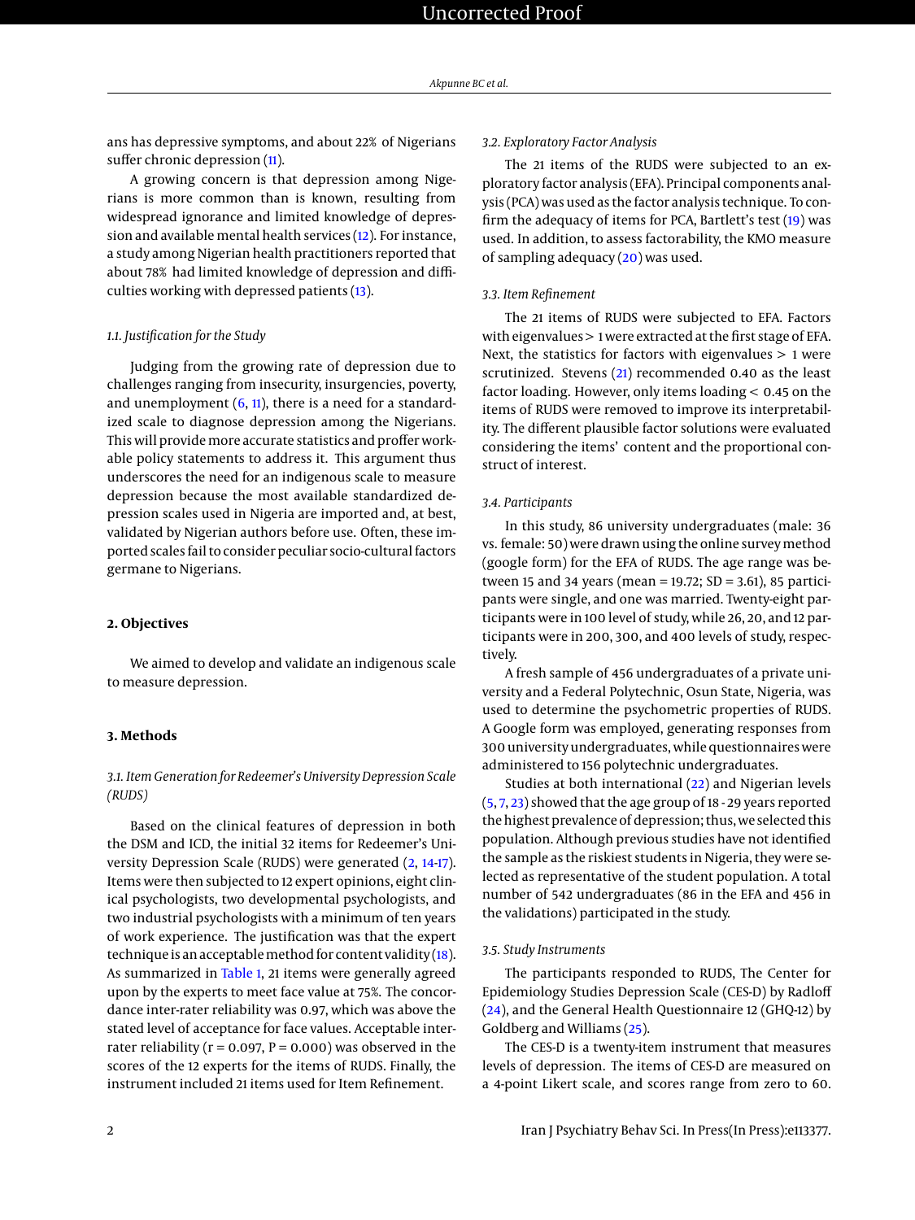ans has depressive symptoms, and about 22% of Nigerians suffer chronic depression (11).

A growing concern is that depression among Nigerians is more common than is known, resulting from widespread ignorance and limited knowledge of depression and available mental health services (12). For instance, a study among Nigerian health practitioners reported that about 78% had limited knowledge of depression and difficulties working with depressed patients (13).

### 1.1. Justification for the Study

Judging from the growing rate of depression due to challenges ranging from insecurity, insurgencies, poverty, and unemployment (6, 11), there is a need for a standardized scale to diagnose depression among the Nigerians. This will provide more accurate statistics and proffer workable policy statements to address it. This argument thus underscores the need for an indigenous scale to measure depression because the most available standardized depression scales used in Nigeria are imported and, at best, validated by Nigerian authors before use. Often, these imported scales fail to consider peculiar socio-cultural factors germane to Nigerians.

## 2. Objectives

We aimed to develop and validate an indigenous scale to measure depression.

## 3. Methods

### 3.1. Item Generation for Redeemer's University Depression Scale (RUDS)

Based on the clinical features of depression in both the DSM and ICD, the initial 32 items for Redeemer's University Depression Scale (RUDS) were generated (2, 14-17). Items were then subjected to 12 expert opinions, eight clinical psychologists, two developmental psychologists, and two industrial psychologists with a minimum of ten years of work experience. The justification was that the expert technique is an acceptable method for content validity (18). As summarized in Table 1, 21 items were generally agreed upon by the experts to meet face value at 75%. The concordance inter-rater reliability was 0.97, which was above the stated level of acceptance for face values. Acceptable inter-rater reliability ($r = 0.097$, $P = 0.000$) was observed in the scores of the 12 experts for the items of RUDS. Finally, the instrument included 21 items used for Item Refinement.

### 3.2. Exploratory Factor Analysis

The 21 items of the RUDS were subjected to an exploratory factor analysis (EFA). Principal components analysis (PCA) was used as the factor analysis technique. To confirm the adequacy of items for PCA, Bartlett's test (19) was used. In addition, to assess factorability, the KMO measure of sampling adequacy (20) was used.

### 3.3. Item Refinement

The 21 items of RUDS were subjected to EFA. Factors with eigenvalues > 1 were extracted at the first stage of EFA. Next, the statistics for factors with eigenvalues > 1 were scrutinized. Stevens (21) recommended 0.40 as the least factor loading. However, only items loading < 0.45 on the items of RUDS were removed to improve its interpretability. The different plausible factor solutions were evaluated considering the items' content and the proportional construct of interest.

### 3.4. Participants

In this study, 86 university undergraduates (male: 36 vs. female: 50) were drawn using the online survey method (google form) for the EFA of RUDS. The age range was between 15 and 34 years (mean = 19.72; SD = 3.61), 85 participants were single, and one was married. Twenty-eight participants were in 100 level of study, while 26, 20, and 12 participants were in 200, 300, and 400 levels of study, respectively.

A fresh sample of 456 undergraduates of a private university and a Federal Polytechnic, Osun State, Nigeria, was used to determine the psychometric properties of RUDS. A Google form was employed, generating responses from 300 university undergraduates, while questionnaires were administered to 156 polytechnic undergraduates.

Studies at both international (22) and Nigerian levels (5, 7, 23) showed that the age group of 18 - 29 years reported the highest prevalence of depression; thus, we selected this population. Although previous studies have not identified the sample as the riskiest students in Nigeria, they were selected as representative of the student population. A total number of 542 undergraduates (86 in the EFA and 456 in the validations) participated in the study.

### 3.5. Study Instruments

The participants responded to RUDS, The Center for Epidemiology Studies Depression Scale (CES-D) by Radloff (24), and the General Health Questionnaire 12 (GHQ-12) by Goldberg and Williams (25).

The CES-D is a twenty-item instrument that measures levels of depression. The items of CES-D are measured on a 4-point Likert scale, and scores range from zero to 60.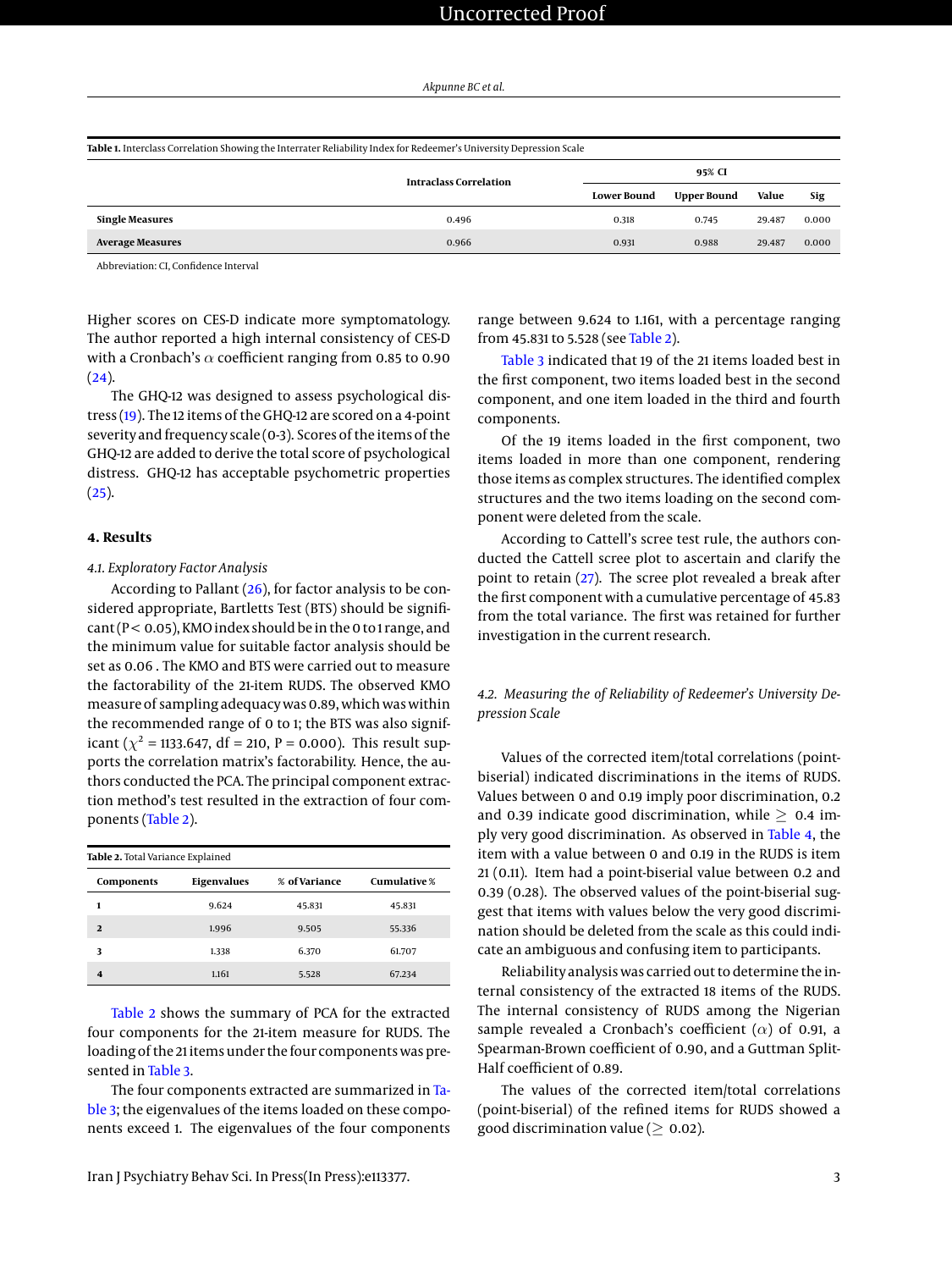**Table 1.** Interclass Correlation Showing the Interrater Reliability Index for Redeemer's University Depression Scale

| | Intraclass Correlation | 95% CI | | | |
|---|---|---|---|---|---|
| | | Lower Bound | Upper Bound | Value | Sig |
| **Single Measures** | 0.496 | 0.318 | 0.745 | 29.487 | 0.000 |
| **Average Measures** | 0.966 | 0.931 | 0.988 | 29.487 | 0.000 |

Abbreviation: CI, Confidence Interval

Higher scores on CES-D indicate more symptomatology. The author reported a high internal consistency of CES-D with a Cronbach's $\alpha$ coefficient ranging from 0.85 to 0.90 (24).

The GHQ-12 was designed to assess psychological distress (19). The 12 items of the GHQ-12 are scored on a 4-point severity and frequency scale (0-3). Scores of the items of the GHQ-12 are added to derive the total score of psychological distress. GHQ-12 has acceptable psychometric properties (25).

## 4. Results

### 4.1. Exploratory Factor Analysis

According to Pallant (26), for factor analysis to be considered appropriate, Bartletts Test (BTS) should be significant ($P < 0.05$), KMO index should be in the 0 to 1 range, and the minimum value for suitable factor analysis should be set as 0.06 . The KMO and BTS were carried out to measure the factorability of the 21-item RUDS. The observed KMO measure of sampling adequacy was 0.89, which was within the recommended range of 0 to 1; the BTS was also significant ($\chi^2$ = 1133.647, df = 210, P = 0.000). This result supports the correlation matrix's factorability. Hence, the authors conducted the PCA. The principal component extraction method's test resulted in the extraction of four components (Table 2).

**Table 2.** Total Variance Explained

| Components | Eigenvalues | % of Variance | Cumulative % |
|---|---|---|---|
| **1** | 9.624 | 45.831 | 45.831 |
| **2** | 1.996 | 9.505 | 55.336 |
| **3** | 1.338 | 6.370 | 61.707 |
| **4** | 1.161 | 5.528 | 67.234 |

Table 2 shows the summary of PCA for the extracted four components for the 21-item measure for RUDS. The loading of the 21 items under the four components was presented in Table 3.

The four components extracted are summarized in Table 3; the eigenvalues of the items loaded on these components exceed 1. The eigenvalues of the four components range between 9.624 to 1.161, with a percentage ranging from 45.831 to 5.528 (see Table 2).

Table 3 indicated that 19 of the 21 items loaded best in the first component, two items loaded best in the second component, and one item loaded in the third and fourth components.

Of the 19 items loaded in the first component, two items loaded in more than one component, rendering those items as complex structures. The identified complex structures and the two items loading on the second component were deleted from the scale.

According to Cattell's scree test rule, the authors conducted the Cattell scree plot to ascertain and clarify the point to retain (27). The scree plot revealed a break after the first component with a cumulative percentage of 45.83 from the total variance. The first was retained for further investigation in the current research.

### 4.2. Measuring the of Reliability of Redeemer's University Depression Scale

Values of the corrected item/total correlations (point-biserial) indicated discriminations in the items of RUDS. Values between 0 and 0.19 imply poor discrimination, 0.2 and 0.39 indicate good discrimination, while $\geq$ 0.4 imply very good discrimination. As observed in Table 4, the item with a value between 0 and 0.19 in the RUDS is item 21 (0.11). Item had a point-biserial value between 0.2 and 0.39 (0.28). The observed values of the point-biserial suggest that items with values below the very good discrimination should be deleted from the scale as this could indicate an ambiguous and confusing item to participants.

Reliability analysis was carried out to determine the internal consistency of the extracted 18 items of the RUDS. The internal consistency of RUDS among the Nigerian sample revealed a Cronbach's coefficient ($\alpha$) of 0.91, a Spearman-Brown coefficient of 0.90, and a Guttman Split-Half coefficient of 0.89.

The values of the corrected item/total correlations (point-biserial) of the refined items for RUDS showed a good discrimination value ($\geq$ 0.02).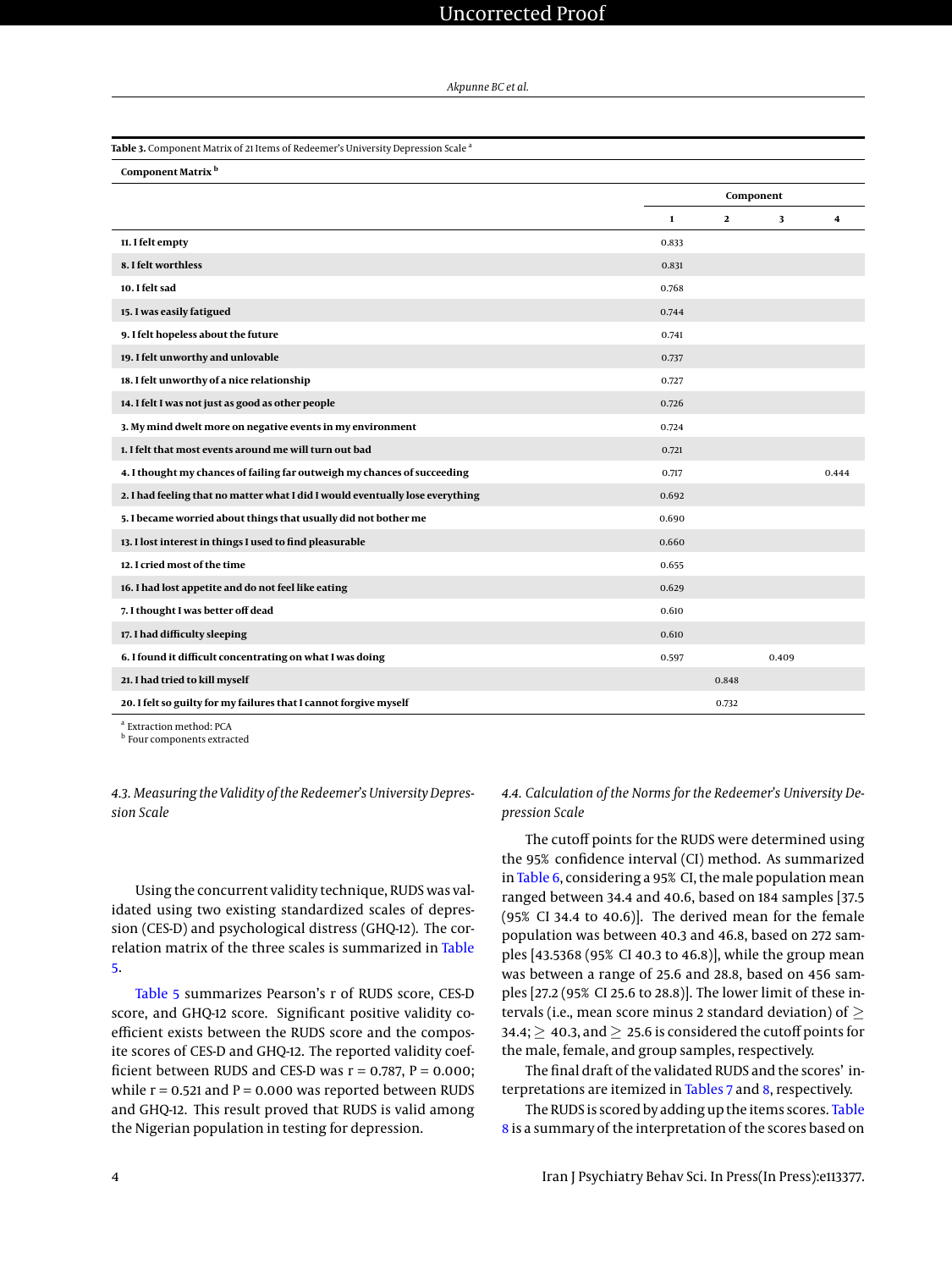**Table 3.** Component Matrix of 21 Items of Redeemer's University Depression Scale [a]

| Component Matrix [b] | Component | | | |
|---|---|---|---|---|
| | 1 | 2 | 3 | 4 |
| 11. I felt empty | 0.833 | | | |
| 8. I felt worthless | 0.831 | | | |
| 10. I felt sad | 0.768 | | | |
| 15. I was easily fatigued | 0.744 | | | |
| 9. I felt hopeless about the future | 0.741 | | | |
| 19. I felt unworthy and unlovable | 0.737 | | | |
| 18. I felt unworthy of a nice relationship | 0.727 | | | |
| 14. I felt I was not just as good as other people | 0.726 | | | |
| 3. My mind dwelt more on negative events in my environment | 0.724 | | | |
| 1. I felt that most events around me will turn out bad | 0.721 | | | |
| 4. I thought my chances of failing far outweigh my chances of succeeding | 0.717 | | | 0.444 |
| 2. I had feeling that no matter what I did I would eventually lose everything | 0.692 | | | |
| 5. I became worried about things that usually did not bother me | 0.690 | | | |
| 13. I lost interest in things I used to find pleasurable | 0.660 | | | |
| 12. I cried most of the time | 0.655 | | | |
| 16. I had lost appetite and do not feel like eating | 0.629 | | | |
| 7. I thought I was better off dead | 0.610 | | | |
| 17. I had difficulty sleeping | 0.610 | | | |
| 6. I found it difficult concentrating on what I was doing | 0.597 | | 0.409 | |
| 21. I had tried to kill myself | | 0.848 | | |
| 20. I felt so guilty for my failures that I cannot forgive myself | | 0.732 | | |

[a] Extraction method: PCA

[b] Four components extracted

### 4.3. Measuring the Validity of the Redeemer's University Depression Scale

Using the concurrent validity technique, RUDS was validated using two existing standardized scales of depression (CES-D) and psychological distress (GHQ-12). The correlation matrix of the three scales is summarized in Table 5.

Table 5 summarizes Pearson's r of RUDS score, CES-D score, and GHQ-12 score. Significant positive validity coefficient exists between the RUDS score and the composite scores of CES-D and GHQ-12. The reported validity coefficient between RUDS and CES-D was r = 0.787, P = 0.000; while r = 0.521 and P = 0.000 was reported between RUDS and GHQ-12. This result proved that RUDS is valid among the Nigerian population in testing for depression.

### 4.4. Calculation of the Norms for the Redeemer's University Depression Scale

The cutoff points for the RUDS were determined using the 95% confidence interval (CI) method. As summarized in Table 6, considering a 95% CI, the male population mean ranged between 34.4 and 40.6, based on 184 samples [37.5 (95% CI 34.4 to 40.6)]. The derived mean for the female population was between 40.3 and 46.8, based on 272 samples [43.5368 (95% CI 40.3 to 46.8)], while the group mean was between a range of 25.6 and 28.8, based on 456 samples [27.2 (95% CI 25.6 to 28.8)]. The lower limit of these intervals (i.e., mean score minus 2 standard deviation) of $\geq$ 34.4; $\geq$ 40.3, and $\geq$ 25.6 is considered the cutoff points for the male, female, and group samples, respectively.

The final draft of the validated RUDS and the scores' interpretations are itemized in Tables 7 and 8, respectively.

The RUDS is scored by adding up the items scores. Table 8 is a summary of the interpretation of the scores based on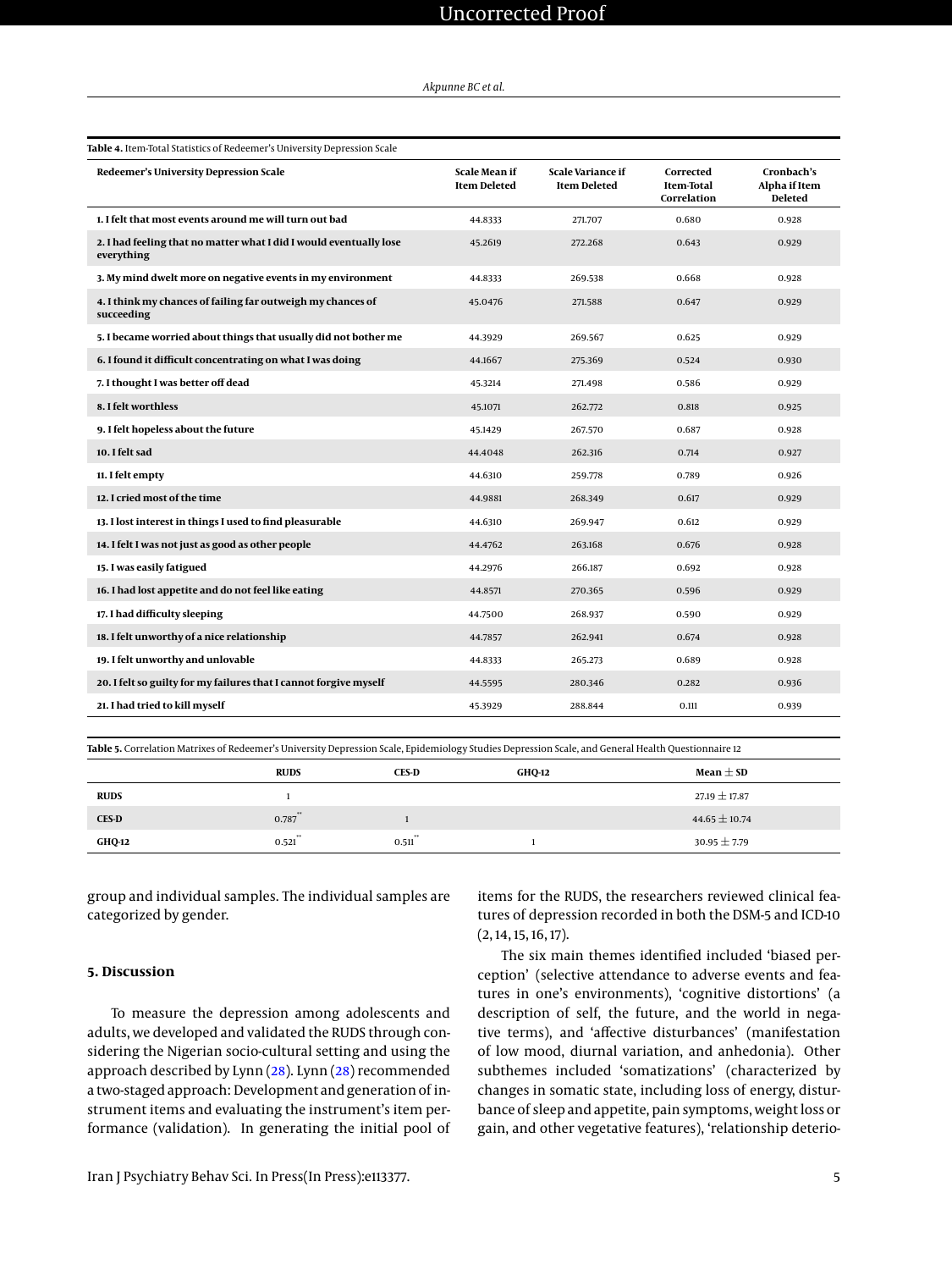**Table 4.** Item-Total Statistics of Redeemer's University Depression Scale

| Redeemer's University Depression Scale | Scale Mean if Item Deleted | Scale Variance if Item Deleted | Corrected Item-Total Correlation | Cronbach's Alpha if Item Deleted |
|---|---|---|---|---|
| **1. I felt that most events around me will turn out bad** | 44.8333 | 271.707 | 0.680 | 0.928 |
| **2. I had feeling that no matter what I did I would eventually lose everything** | 45.2619 | 272.268 | 0.643 | 0.929 |
| **3. My mind dwelt more on negative events in my environment** | 44.8333 | 269.538 | 0.668 | 0.928 |
| **4. I think my chances of failing far outweigh my chances of succeeding** | 45.0476 | 271.588 | 0.647 | 0.929 |
| **5. I became worried about things that usually did not bother me** | 44.3929 | 269.567 | 0.625 | 0.929 |
| **6. I found it difficult concentrating on what I was doing** | 44.1667 | 275.369 | 0.524 | 0.930 |
| **7. I thought I was better off dead** | 45.3214 | 271.498 | 0.586 | 0.929 |
| **8. I felt worthless** | 45.1071 | 262.772 | 0.818 | 0.925 |
| **9. I felt hopeless about the future** | 45.1429 | 267.570 | 0.687 | 0.928 |
| **10. I felt sad** | 44.4048 | 262.316 | 0.714 | 0.927 |
| **11. I felt empty** | 44.6310 | 259.778 | 0.789 | 0.926 |
| **12. I cried most of the time** | 44.9881 | 268.349 | 0.617 | 0.929 |
| **13. I lost interest in things I used to find pleasurable** | 44.6310 | 269.947 | 0.612 | 0.929 |
| **14. I felt I was not just as good as other people** | 44.4762 | 263.168 | 0.676 | 0.928 |
| **15. I was easily fatigued** | 44.2976 | 266.187 | 0.692 | 0.928 |
| **16. I had lost appetite and do not feel like eating** | 44.8571 | 270.365 | 0.596 | 0.929 |
| **17. I had difficulty sleeping** | 44.7500 | 268.937 | 0.590 | 0.929 |
| **18. I felt unworthy of a nice relationship** | 44.7857 | 262.941 | 0.674 | 0.928 |
| **19. I felt unworthy and unlovable** | 44.8333 | 265.273 | 0.689 | 0.928 |
| **20. I felt so guilty for my failures that I cannot forgive myself** | 44.5595 | 280.346 | 0.282 | 0.936 |
| **21. I had tried to kill myself** | 45.3929 | 288.844 | 0.111 | 0.939 |

**Table 5.** Correlation Matrixes of Redeemer's University Depression Scale, Epidemiology Studies Depression Scale, and General Health Questionnaire 12

| | RUDS | CES-D | GHQ-12 | Mean ± SD |
|---|---|---|---|---|
| **RUDS** | 1 | | | 27.19 ± 17.87 |
| **CES-D** | 0.787** | 1 | | 44.65 ± 10.74 |
| **GHQ-12** | 0.521** | 0.511** | 1 | 30.95 ± 7.79 |

group and individual samples. The individual samples are categorized by gender.

## 5. Discussion

To measure the depression among adolescents and adults, we developed and validated the RUDS through considering the Nigerian socio-cultural setting and using the approach described by Lynn (28). Lynn (28) recommended a two-staged approach: Development and generation of instrument items and evaluating the instrument's item performance (validation). In generating the initial pool of items for the RUDS, the researchers reviewed clinical features of depression recorded in both the DSM-5 and ICD-10 (2, 14, 15, 16, 17).

The six main themes identified included 'biased perception' (selective attendance to adverse events and features in one's environments), 'cognitive distortions' (a description of self, the future, and the world in negative terms), and 'affective disturbances' (manifestation of low mood, diurnal variation, and anhedonia). Other subthemes included 'somatizations' (characterized by changes in somatic state, including loss of energy, disturbance of sleep and appetite, pain symptoms, weight loss or gain, and other vegetative features), 'relationship deterio-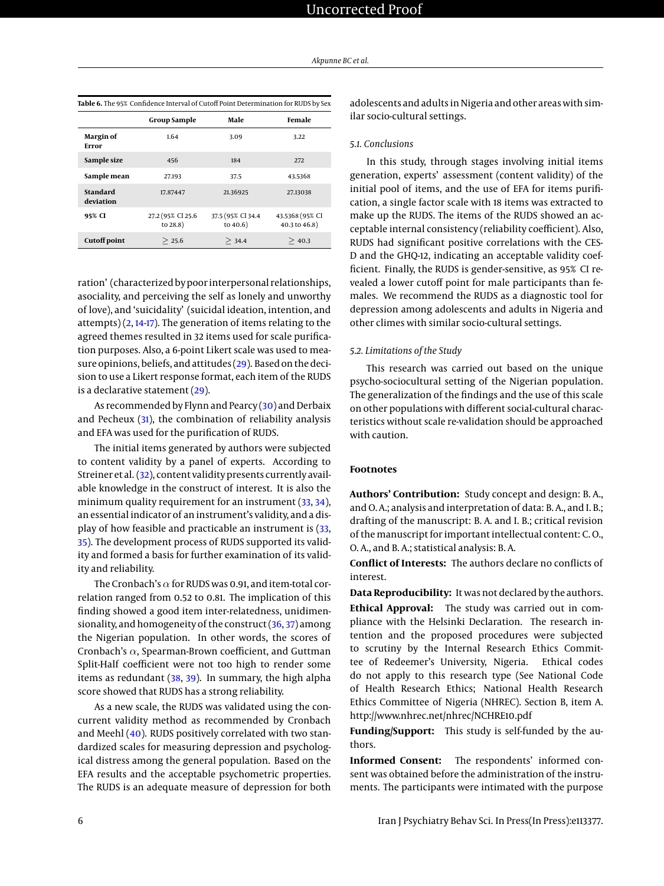**Table 6.** The 95% Confidence Interval of Cutoff Point Determination for RUDS by Sex

| | Group Sample | Male | Female |
|---|---|---|---|
| **Margin of Error** | 1.64 | 3.09 | 3.22 |
| **Sample size** | 456 | 184 | 272 |
| **Sample mean** | 27.193 | 37.5 | 43.5368 |
| **Standard deviation** | 17.87447 | 21.36925 | 27.13038 |
| **95% CI** | 27.2 (95% CI 25.6 to 28.8) | 37.5 (95% CI 34.4 to 40.6) | 43.5368 (95% CI 40.3 to 46.8) |
| **Cutoff point** | ≥ 25.6 | ≥ 34.4 | ≥ 40.3 |

ration' (characterized by poor interpersonal relationships, asociality, and perceiving the self as lonely and unworthy of love), and 'suicidality' (suicidal ideation, intention, and attempts) (2, 14-17). The generation of items relating to the agreed themes resulted in 32 items used for scale purification purposes. Also, a 6-point Likert scale was used to measure opinions, beliefs, and attitudes (29). Based on the decision to use a Likert response format, each item of the RUDS is a declarative statement (29).

As recommended by Flynn and Pearcy (30) and Derbaix and Pecheux (31), the combination of reliability analysis and EFA was used for the purification of RUDS.

The initial items generated by authors were subjected to content validity by a panel of experts. According to Streiner et al. (32), content validity presents currently available knowledge in the construct of interest. It is also the minimum quality requirement for an instrument (33, 34), an essential indicator of an instrument's validity, and a display of how feasible and practicable an instrument is (33, 35). The development process of RUDS supported its validity and formed a basis for further examination of its validity and reliability.

The Cronbach's $\alpha$ for RUDS was 0.91, and item-total correlation ranged from 0.52 to 0.81. The implication of this finding showed a good item inter-relatedness, unidimensionality, and homogeneity of the construct (36, 37) among the Nigerian population. In other words, the scores of Cronbach's $\alpha$, Spearman-Brown coefficient, and Guttman Split-Half coefficient were not too high to render some items as redundant (38, 39). In summary, the high alpha score showed that RUDS has a strong reliability.

As a new scale, the RUDS was validated using the concurrent validity method as recommended by Cronbach and Meehl (40). RUDS positively correlated with two standardized scales for measuring depression and psychological distress among the general population. Based on the EFA results and the acceptable psychometric properties. The RUDS is an adequate measure of depression for both adolescents and adults in Nigeria and other areas with similar socio-cultural settings.

### 5.1. Conclusions

In this study, through stages involving initial items generation, experts' assessment (content validity) of the initial pool of items, and the use of EFA for items purification, a single factor scale with 18 items was extracted to make up the RUDS. The items of the RUDS showed an acceptable internal consistency (reliability coefficient). Also, RUDS had significant positive correlations with the CES-D and the GHQ-12, indicating an acceptable validity coefficient. Finally, the RUDS is gender-sensitive, as 95% CI revealed a lower cutoff point for male participants than females. We recommend the RUDS as a diagnostic tool for depression among adolescents and adults in Nigeria and other climes with similar socio-cultural settings.

### 5.2. Limitations of the Study

This research was carried out based on the unique psycho-sociocultural setting of the Nigerian population. The generalization of the findings and the use of this scale on other populations with different social-cultural characteristics without scale re-validation should be approached with caution.

## Footnotes

**Authors' Contribution:** Study concept and design: B. A., and O. A.; analysis and interpretation of data: B. A., and I. B.; drafting of the manuscript: B. A. and I. B.; critical revision of the manuscript for important intellectual content: C. O., O. A., and B. A.; statistical analysis: B. A.

**Conflict of Interests:** The authors declare no conflicts of interest.

**Data Reproducibility:** It was not declared by the authors.

**Ethical Approval:** The study was carried out in compliance with the Helsinki Declaration. The research intention and the proposed procedures were subjected to scrutiny by the Internal Research Ethics Committee of Redeemer's University, Nigeria. Ethical codes do not apply to this research type (See National Code of Health Research Ethics; National Health Research Ethics Committee of Nigeria (NHREC). Section B, item A. http://www.nhrec.net/nhrec/NCHRE10.pdf

**Funding/Support:** This study is self-funded by the authors.

**Informed Consent:** The respondents' informed consent was obtained before the administration of the instruments. The participants were intimated with the purpose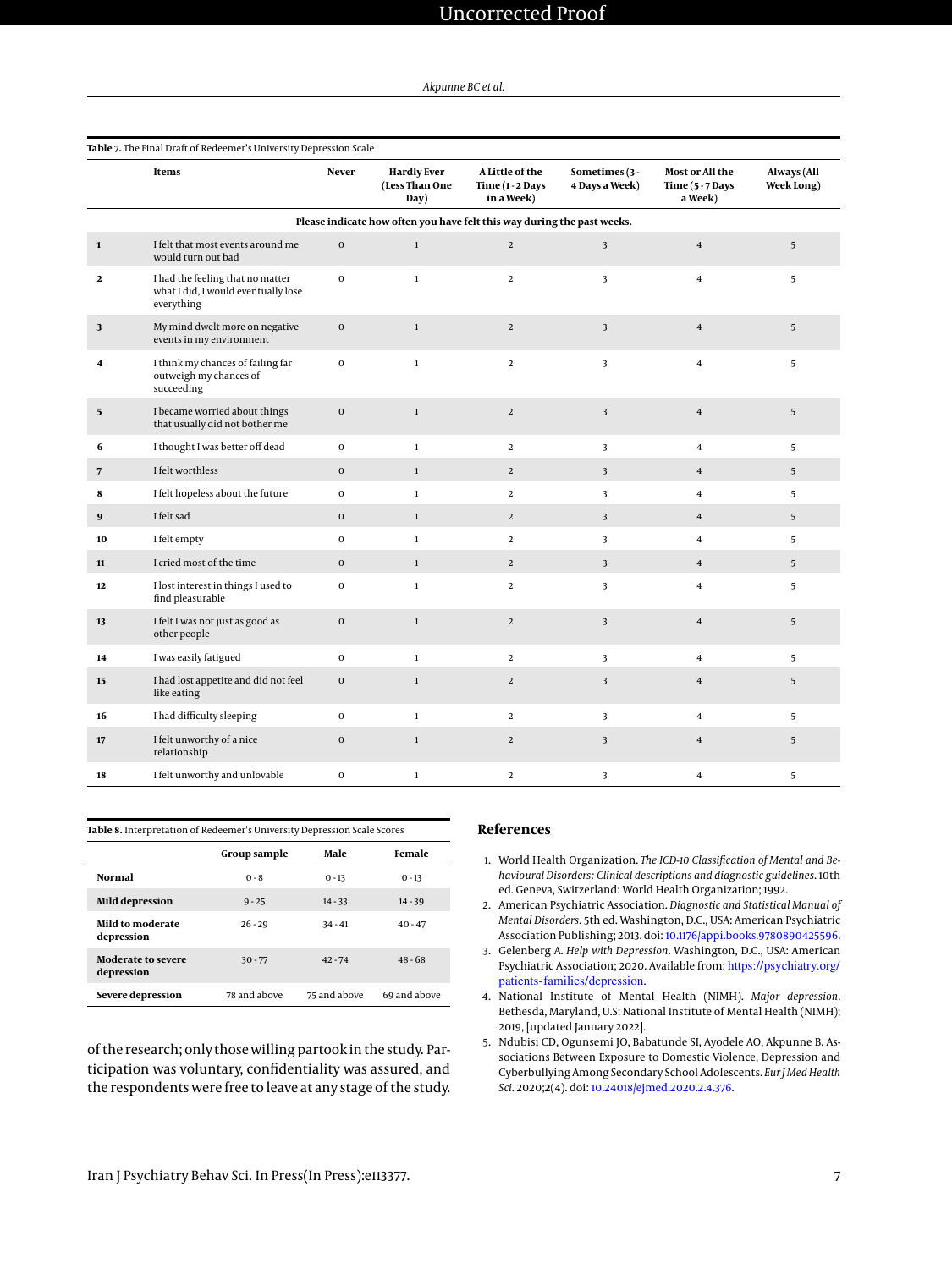**Table 7.** The Final Draft of Redeemer's University Depression Scale

| | Items | Never | Hardly Ever (Less Than One Day) | A Little of the Time (1 - 2 Days in a Week) | Sometimes (3 - 4 Days a Week) | Most or All the Time (5 - 7 Days a Week) | Always (All Week Long) |
|---|---|---|---|---|---|---|---|
| | **Please indicate how often you have felt this way during the past weeks.** | | | | | | |
| **1** | I felt that most events around me would turn out bad | 0 | 1 | 2 | 3 | 4 | 5 |
| **2** | I had the feeling that no matter what I did, I would eventually lose everything | 0 | 1 | 2 | 3 | 4 | 5 |
| **3** | My mind dwelt more on negative events in my environment | 0 | 1 | 2 | 3 | 4 | 5 |
| **4** | I think my chances of failing far outweigh my chances of succeeding | 0 | 1 | 2 | 3 | 4 | 5 |
| **5** | I became worried about things that usually did not bother me | 0 | 1 | 2 | 3 | 4 | 5 |
| **6** | I thought I was better off dead | 0 | 1 | 2 | 3 | 4 | 5 |
| **7** | I felt worthless | 0 | 1 | 2 | 3 | 4 | 5 |
| **8** | I felt hopeless about the future | 0 | 1 | 2 | 3 | 4 | 5 |
| **9** | I felt sad | 0 | 1 | 2 | 3 | 4 | 5 |
| **10** | I felt empty | 0 | 1 | 2 | 3 | 4 | 5 |
| **11** | I cried most of the time | 0 | 1 | 2 | 3 | 4 | 5 |
| **12** | I lost interest in things I used to find pleasurable | 0 | 1 | 2 | 3 | 4 | 5 |
| **13** | I felt I was not just as good as other people | 0 | 1 | 2 | 3 | 4 | 5 |
| **14** | I was easily fatigued | 0 | 1 | 2 | 3 | 4 | 5 |
| **15** | I had lost appetite and did not feel like eating | 0 | 1 | 2 | 3 | 4 | 5 |
| **16** | I had difficulty sleeping | 0 | 1 | 2 | 3 | 4 | 5 |
| **17** | I felt unworthy of a nice relationship | 0 | 1 | 2 | 3 | 4 | 5 |
| **18** | I felt unworthy and unlovable | 0 | 1 | 2 | 3 | 4 | 5 |

**Table 8.** Interpretation of Redeemer's University Depression Scale Scores

| | Group sample | Male | Female |
|---|---|---|---|
| **Normal** | 0 - 8 | 0 - 13 | 0 - 13 |
| **Mild depression** | 9 - 25 | 14 - 33 | 14 - 39 |
| **Mild to moderate depression** | 26 - 29 | 34 - 41 | 40 - 47 |
| **Moderate to severe depression** | 30 - 77 | 42 - 74 | 48 - 68 |
| **Severe depression** | 78 and above | 75 and above | 69 and above |

of the research; only those willing partook in the study. Participation was voluntary, confidentiality was assured, and the respondents were free to leave at any stage of the study.

## References

1. World Health Organization. *The ICD-10 Classification of Mental and Behavioural Disorders: Clinical descriptions and diagnostic guidelines*. 10th ed. Geneva, Switzerland: World Health Organization; 1992.
2. American Psychiatric Association. *Diagnostic and Statistical Manual of Mental Disorders*. 5th ed. Washington, D.C., USA: American Psychiatric Association Publishing; 2013. doi: 10.1176/appi.books.9780890425596.
3. Gelenberg A. *Help with Depression*. Washington, D.C., USA: American Psychiatric Association; 2020. Available from: https://psychiatry.org/patients-families/depression.
4. National Institute of Mental Health (NIMH). *Major depression*. Bethesda, Maryland, U.S: National Institute of Mental Health (NIMH); 2019, [updated January 2022].
5. Ndubisi CD, Ogunsemi JO, Babatunde SI, Ayodele AO, Akpunne B. Associations Between Exposure to Domestic Violence, Depression and Cyberbullying Among Secondary School Adolescents. *Eur J Med Health Sci*. 2020;**2**(4). doi: 10.24018/ejmed.2020.2.4.376.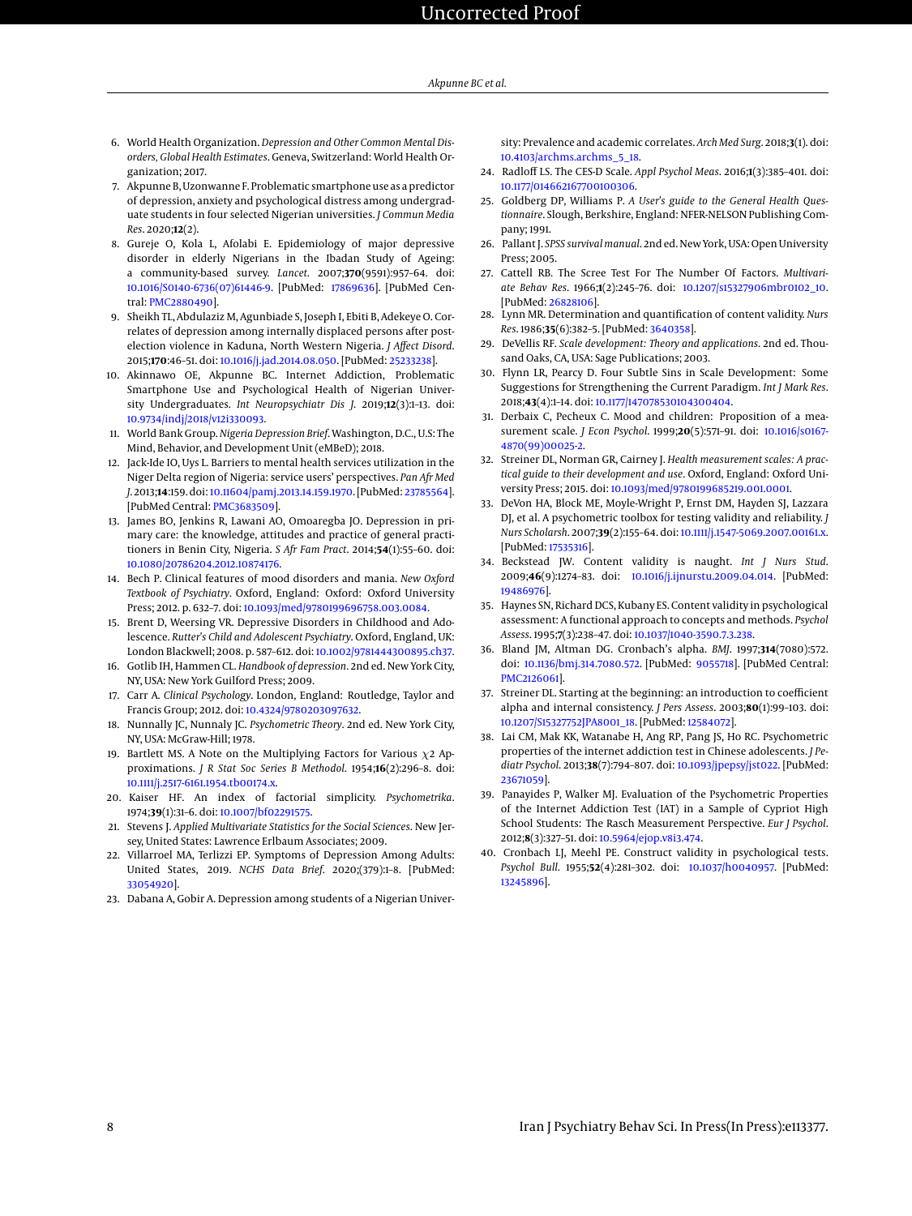6. World Health Organization. *Depression and Other Common Mental Disorders, Global Health Estimates*. Geneva, Switzerland: World Health Organization; 2017.
7. Akpunne B, Uzonwanne F. Problematic smartphone use as a predictor of depression, anxiety and psychological distress among undergraduate students in four selected Nigerian universities. *J Commun Media Res*. 2020;**12**(2).
8. Gureje O, Kola L, Afolabi E. Epidemiology of major depressive disorder in elderly Nigerians in the Ibadan Study of Ageing: a community-based survey. *Lancet*. 2007;**370**(9591):957–64. doi: 10.1016/S0140-6736(07)61446-9. [PubMed: 17869636]. [PubMed Central: PMC2880490].
9. Sheikh TL, Abdulaziz M, Agunbiade S, Joseph I, Ebiti B, Adekeye O. Correlates of depression among internally displaced persons after post-election violence in Kaduna, North Western Nigeria. *J Affect Disord*. 2015;**170**:46–51. doi: 10.1016/j.jad.2014.08.050. [PubMed: 25233238].
10. Akinnawo OE, Akpunne BC. Internet Addiction, Problematic Smartphone Use and Psychological Health of Nigerian University Undergraduates. *Int Neuropsychiatr Dis J*. 2019;**12**(3):1–13. doi: 10.9734/indj/2018/v12i330093.
11. World Bank Group. *Nigeria Depression Brief*. Washington, D.C., U.S: The Mind, Behavior, and Development Unit (eMBeD); 2018.
12. Jack-Ide IO, Uys L. Barriers to mental health services utilization in the Niger Delta region of Nigeria: service users' perspectives. *Pan Afr Med J*. 2013;**14**:159. doi: 10.11604/pamj.2013.14.159.1970. [PubMed: 23785564]. [PubMed Central: PMC3683509].
13. James BO, Jenkins R, Lawani AO, Omoaregba JO. Depression in primary care: the knowledge, attitudes and practice of general practitioners in Benin City, Nigeria. *S Afr Fam Pract*. 2014;**54**(1):55–60. doi: 10.1080/20786204.2012.10874176.
14. Bech P. Clinical features of mood disorders and mania. *New Oxford Textbook of Psychiatry*. Oxford, England: Oxford: Oxford University Press; 2012. p. 632–7. doi: 10.1093/med/9780199696758.003.0084.
15. Brent D, Weersing VR. Depressive Disorders in Childhood and Adolescence. *Rutter's Child and Adolescent Psychiatry*. Oxford, England, UK: London Blackwell; 2008. p. 587–612. doi: 10.1002/9781444300895.ch37.
16. Gotlib IH, Hammen CL. *Handbook of depression*. 2nd ed. New York City, NY, USA: New York Guilford Press; 2009.
17. Carr A. *Clinical Psychology*. London, England: Routledge, Taylor and Francis Group; 2012. doi: 10.4324/9780203097632.
18. Nunnally JC, Nunnaly JC. *Psychometric Theory*. 2nd ed. New York City, NY, USA: McGraw-Hill; 1978.
19. Bartlett MS. A Note on the Multiplying Factors for Various $\chi 2$ Approximations. *J R Stat Soc Series B Methodol*. 1954;**16**(2):296–8. doi: 10.1111/j.2517-6161.1954.tb00174.x.
20. Kaiser HF. An index of factorial simplicity. *Psychometrika*. 1974;**39**(1):31–6. doi: 10.1007/bf02291575.
21. Stevens J. *Applied Multivariate Statistics for the Social Sciences*. New Jersey, United States: Lawrence Erlbaum Associates; 2009.
22. Villarroel MA, Terlizzi EP. Symptoms of Depression Among Adults: United States, 2019. *NCHS Data Brief*. 2020;(379):1–8. [PubMed: 33054920].
23. Dabana A, Gobir A. Depression among students of a Nigerian University: Prevalence and academic correlates. *Arch Med Surg*. 2018;**3**(1). doi: 10.4103/archms.archms_5_18.
24. Radloff LS. The CES-D Scale. *Appl Psychol Meas*. 2016;**1**(3):385–401. doi: 10.1177/014662167700100306.
25. Goldberg DP, Williams P. *A User's guide to the General Health Questionnaire*. Slough, Berkshire, England: NFER-NELSON Publishing Company; 1991.
26. Pallant J. *SPSS survival manual*. 2nd ed. New York, USA: Open University Press; 2005.
27. Cattell RB. The Scree Test For The Number Of Factors. *Multivariate Behav Res*. 1966;**1**(2):245–76. doi: 10.1207/s15327906mbr0102_10. [PubMed: 26828106].
28. Lynn MR. Determination and quantification of content validity. *Nurs Res*. 1986;**35**(6):382–5. [PubMed: 3640358].
29. DeVellis RF. *Scale development: Theory and applications*. 2nd ed. Thousand Oaks, CA, USA: Sage Publications; 2003.
30. Flynn LR, Pearcy D. Four Subtle Sins in Scale Development: Some Suggestions for Strengthening the Current Paradigm. *Int J Mark Res*. 2018;**43**(4):1–14. doi: 10.1177/147078530104300404.
31. Derbaix C, Pecheux C. Mood and children: Proposition of a measurement scale. *J Econ Psychol*. 1999;**20**(5):571–91. doi: 10.1016/s0167-4870(99)00025-2.
32. Streiner DL, Norman GR, Cairney J. *Health measurement scales: A practical guide to their development and use*. Oxford, England: Oxford University Press; 2015. doi: 10.1093/med/9780199685219.001.0001.
33. DeVon HA, Block ME, Moyle-Wright P, Ernst DM, Hayden SJ, Lazzara DJ, et al. A psychometric toolbox for testing validity and reliability. *J Nurs Scholarsh*. 2007;**39**(2):155–64. doi: 10.1111/j.1547-5069.2007.00161.x. [PubMed: 17535316].
34. Beckstead JW. Content validity is naught. *Int J Nurs Stud*. 2009;**46**(9):1274–83. doi: 10.1016/j.ijnurstu.2009.04.014. [PubMed: 19486976].
35. Haynes SN, Richard DCS, Kubany ES. Content validity in psychological assessment: A functional approach to concepts and methods. *Psychol Assess*. 1995;**7**(3):238–47. doi: 10.1037/1040-3590.7.3.238.
36. Bland JM, Altman DG. Cronbach's alpha. *BMJ*. 1997;**314**(7080):572. doi: 10.1136/bmj.314.7080.572. [PubMed: 9055718]. [PubMed Central: PMC2126061].
37. Streiner DL. Starting at the beginning: an introduction to coefficient alpha and internal consistency. *J Pers Assess*. 2003;**80**(1):99–103. doi: 10.1207/S15327752JPA8001_18. [PubMed: 12584072].
38. Lai CM, Mak KK, Watanabe H, Ang RP, Pang JS, Ho RC. Psychometric properties of the internet addiction test in Chinese adolescents. *J Pediatr Psychol*. 2013;**38**(7):794–807. doi: 10.1093/jpepsy/jst022. [PubMed: 23671059].
39. Panayides P, Walker MJ. Evaluation of the Psychometric Properties of the Internet Addiction Test (IAT) in a Sample of Cypriot High School Students: The Rasch Measurement Perspective. *Eur J Psychol*. 2012;**8**(3):327–51. doi: 10.5964/ejop.v8i3.474.
40. Cronbach LJ, Meehl PE. Construct validity in psychological tests. *Psychol Bull*. 1955;**52**(4):281–302. doi: 10.1037/h0040957. [PubMed: 13245896].